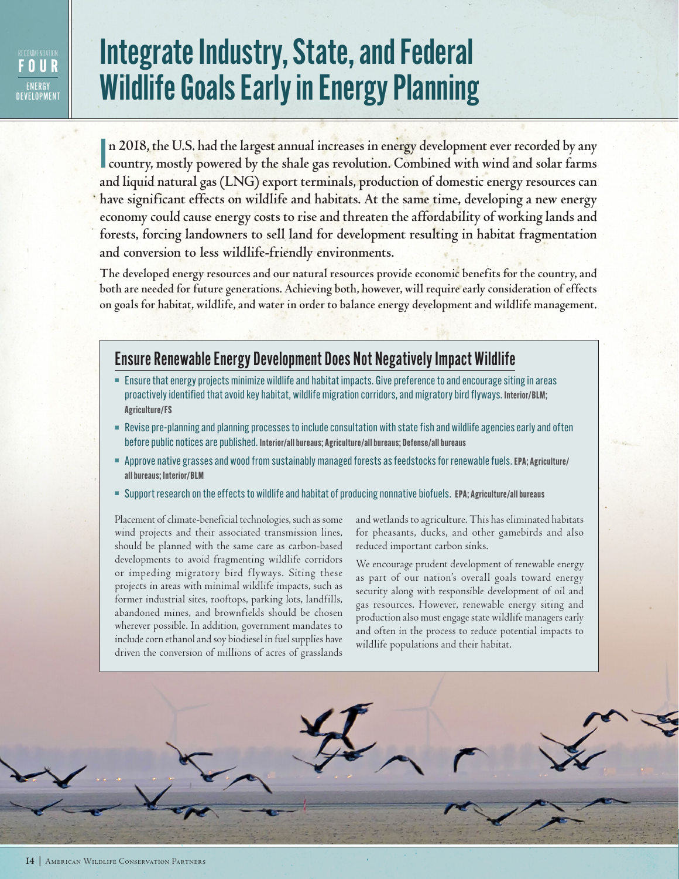RECOMMENDATION **FOUR** ENERGY DEVELOPMENT

# Integrate Industry, State, and Federal Wildlife Goals Early in Energy Planning

**In 2018, the U.S. had the largest annual increases in energy development ever recorded by any country, mostly powered by the shale gas revolution. Combined with wind and solar farms and liquid natural gas (LNG) export terminals, production of domestic energy resources can have significant effects on wildlife and habitats. At the same time, developing a new energy economy could cause energy costs to rise and threaten the affordability of working lands and forests, forcing landowners to sell land for development resulting in habitat fragmentation and conversion to less wildlife-friendly environments.**

**The developed energy resources and our natural resources provide economic benefits for the country, and both are needed for future generations. Achieving both, however, will require early consideration of effects on goals for habitat, wildlife, and water in order to balance energy development and wildlife management.**

## Ensure Renewable Energy Development Does Not Negatively Impact Wildlife

- Ensure that energy projects minimize wildlife and habitat impacts. Give preference to and encourage siting in areas proactively identified that avoid key habitat, wildlife migration corridors, and migratory bird flyways. **Interior/BLM; Agriculture/FS**
- Revise pre-planning and planning processes to include consultation with state fish and wildlife agencies early and often before public notices are published. **Interior/all bureaus; Agriculture/all bureaus; Defense/all bureaus**
- Approve native grasses and wood from sustainably managed forests as feedstocks for renewable fuels. **EPA; Agriculture/all bureaus; Interior/BLM**
- Support research on the effects to wildlife and habitat of producing nonnative biofuels. **EPA; Agriculture/all bureaus**

Placement of climate-beneficial technologies, such as some wind projects and their associated transmission lines, should be planned with the same care as carbon-based developments to avoid fragmenting wildlife corridors or impeding migratory bird flyways. Siting these projects in areas with minimal wildlife impacts, such as former industrial sites, rooftops, parking lots, landfills, abandoned mines, and brownfields should be chosen wherever possible. In addition, government mandates to include corn ethanol and soy biodiesel in fuel supplies have driven the conversion of millions of acres of grasslands and wetlands to agriculture. This has eliminated habitats for pheasants, ducks, and other gamebirds and also reduced important carbon sinks.

We encourage prudent development of renewable energy as part of our nation's overall goals toward energy security along with responsible development of oil and gas resources. However, renewable energy siting and production also must engage state wildlife managers early and often in the process to reduce potential impacts to wildlife populations and their habitat.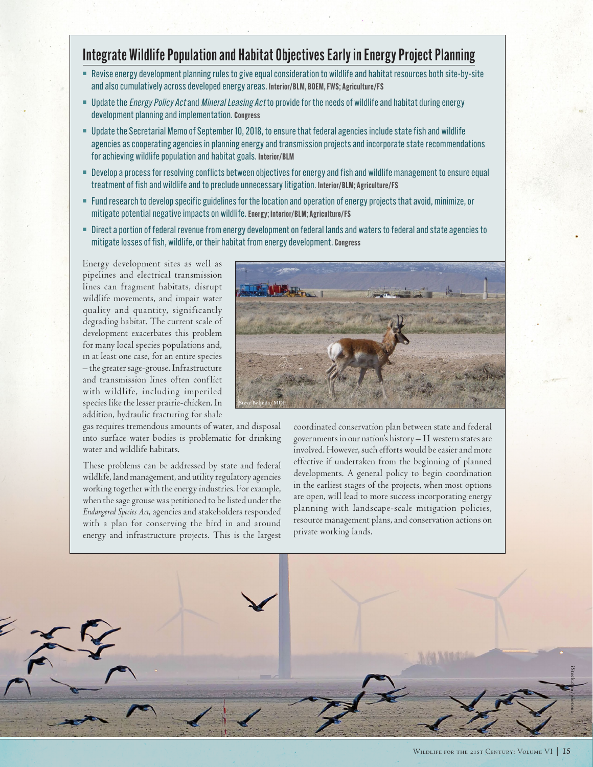## Integrate Wildlife Population and Habitat Objectives Early in Energy Project Planning

- Revise energy development planning rules to give equal consideration to wildlife and habitat resources both site-by-site and also cumulatively across developed energy areas. **Interior/BLM, BOEM, FWS; Agriculture/FS**
- Update the *Energy Policy Act* and *Mineral Leasing Act* to provide for the needs of wildlife and habitat during energy development planning and implementation. **Congress**
- Update the Secretarial Memo of September 10, 2018, to ensure that federal agencies include state fish and wildlife agencies as cooperating agencies in planning energy and transmission projects and incorporate state recommendations for achieving wildlife population and habitat goals. **Interior/BLM**
- Develop a process for resolving conflicts between objectives for energy and fish and wildlife management to ensure equal treatment of fish and wildlife and to preclude unnecessary litigation. **Interior/BLM; Agriculture/FS**
- Fund research to develop specific guidelines for the location and operation of energy projects that avoid, minimize, or mitigate potential negative impacts on wildlife. **Energy; Interior/BLM; Agriculture/FS**
- Direct a portion of federal revenue from energy development on federal lands and waters to federal and state agencies to mitigate losses of fish, wildlife, or their habitat from energy development. **Congress**

Energy development sites as well as pipelines and electrical transmission lines can fragment habitats, disrupt wildlife movements, and impair water quality and quantity, significantly degrading habitat. The current scale of development exacerbates this problem for many local species populations and, in at least one case, for an entire species – the greater sage-grouse. Infrastructure and transmission lines often conflict with wildlife, including imperiled species like the lesser prairie-chicken. In addition, hydraulic fracturing for shale gas requires tremendous amounts of water, and disposal into surface water bodies is problematic for drinking water and wildlife habitats.

Steve Belinda/MDF

These problems can be addressed by state and federal wildlife, land management, and utility regulatory agencies working together with the energy industries. For example, when the sage grouse was petitioned to be listed under the *Endangered Species Act*, agencies and stakeholders responded with a plan for conserving the bird in and around energy and infrastructure projects. This is the largest coordinated conservation plan between state and federal governments in our nation's history – 11 western states are involved. However, such efforts would be easier and more effective if undertaken from the beginning of planned developments. A general policy to begin coordination in the earliest stages of the projects, when most options are open, will lead to more success incorporating energy planning with landscape-scale mitigation policies, resource management plans, and conservation actions on private working lands.

iStock.com/pixelena